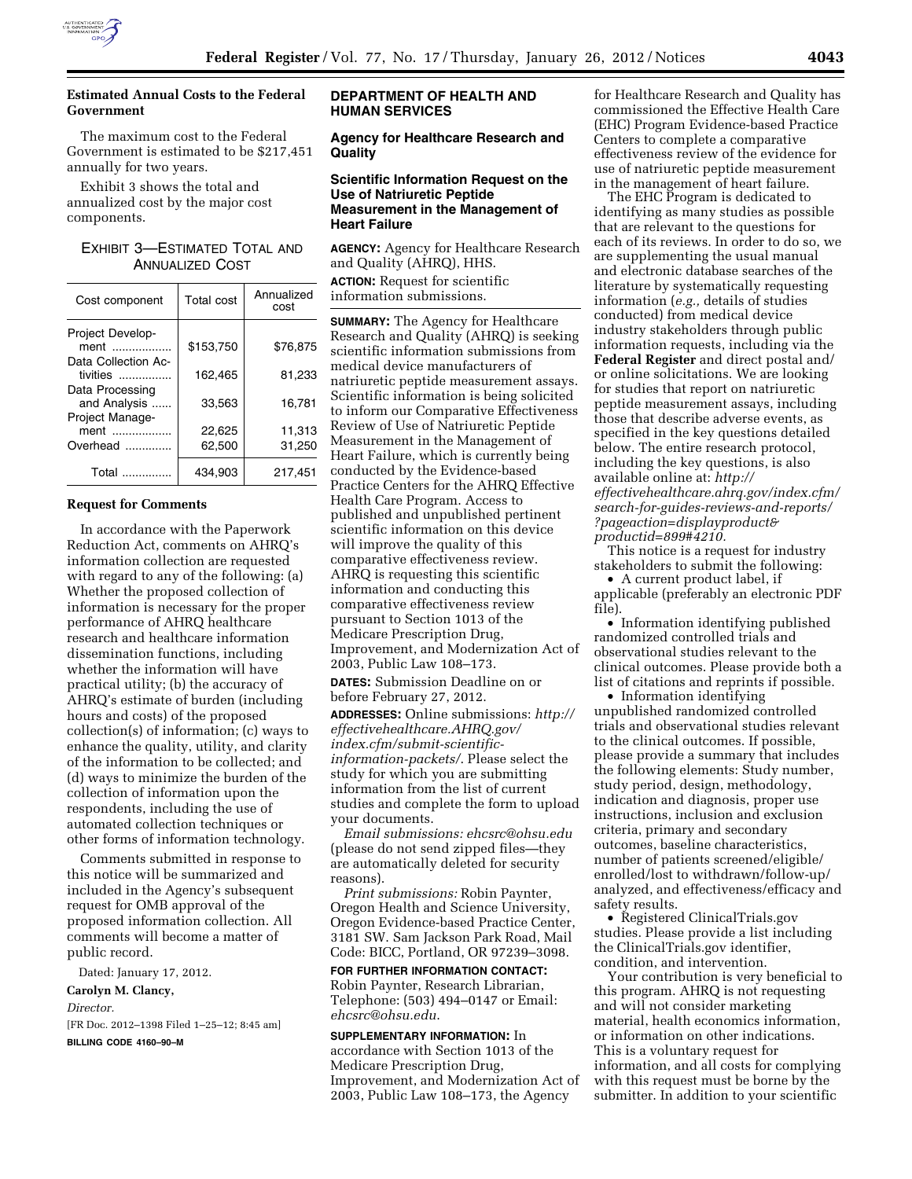### Estimated Annual Costs to the Federal Government

The maximum cost to the Federal Government is estimated to be $217,451 annually for two years.

Exhibit 3 shows the total and annualized cost by the major cost components.

EXHIBIT 3—ESTIMATED TOTAL AND ANNUALIZED COST

| Cost component | Total cost | Annualized cost |
|---|---|---|
| Project Development | $153,750 | $76,875 |
| Data Collection Activities | 162,465 | 81,233 |
| Data Processing and Analysis | 33,563 | 16,781 |
| Project Management | 22,625 | 11,313 |
| Overhead | 62,500 | 31,250 |
| Total | 434,903 | 217,451 |

### Request for Comments

In accordance with the Paperwork Reduction Act, comments on AHRQ's information collection are requested with regard to any of the following: (a) Whether the proposed collection of information is necessary for the proper performance of AHRQ healthcare research and healthcare information dissemination functions, including whether the information will have practical utility; (b) the accuracy of AHRQ's estimate of burden (including hours and costs) of the proposed collection(s) of information; (c) ways to enhance the quality, utility, and clarity of the information to be collected; and (d) ways to minimize the burden of the collection of information upon the respondents, including the use of automated collection techniques or other forms of information technology.

Comments submitted in response to this notice will be summarized and included in the Agency's subsequent request for OMB approval of the proposed information collection. All comments will become a matter of public record.

Dated: January 17, 2012.

**Carolyn M. Clancy,**

*Director.*

[FR Doc. 2012–1398 Filed 1–25–12; 8:45 am]

**BILLING CODE 4160–90–M**

## DEPARTMENT OF HEALTH AND HUMAN SERVICES

### Agency for Healthcare Research and Quality

### Scientific Information Request on the Use of Natriuretic Peptide Measurement in the Management of Heart Failure

**AGENCY:** Agency for Healthcare Research and Quality (AHRQ), HHS.

**ACTION:** Request for scientific information submissions.

**SUMMARY:** The Agency for Healthcare Research and Quality (AHRQ) is seeking scientific information submissions from medical device manufacturers of natriuretic peptide measurement assays. Scientific information is being solicited to inform our Comparative Effectiveness Review of Use of Natriuretic Peptide Measurement in the Management of Heart Failure, which is currently being conducted by the Evidence-based Practice Centers for the AHRQ Effective Health Care Program. Access to published and unpublished pertinent scientific information on this device will improve the quality of this comparative effectiveness review. AHRQ is requesting this scientific information and conducting this comparative effectiveness review pursuant to Section 1013 of the Medicare Prescription Drug, Improvement, and Modernization Act of 2003, Public Law 108–173.

**DATES:** Submission Deadline on or before February 27, 2012.

**ADDRESSES:** Online submissions: *http://effectivehealthcare.AHRQ.gov/index.cfm/submit-scientific-information-packets/*. Please select the study for which you are submitting information from the list of current studies and complete the form to upload your documents.

*Email submissions: ehcsrc@ohsu.edu* (please do not send zipped files—they are automatically deleted for security reasons).

*Print submissions:* Robin Paynter, Oregon Health and Science University, Oregon Evidence-based Practice Center, 3181 SW. Sam Jackson Park Road, Mail Code: BICC, Portland, OR 97239–3098.

**FOR FURTHER INFORMATION CONTACT:** Robin Paynter, Research Librarian, Telephone: (503) 494–0147 or Email: *ehcsrc@ohsu.edu*.

**SUPPLEMENTARY INFORMATION:** In accordance with Section 1013 of the Medicare Prescription Drug, Improvement, and Modernization Act of 2003, Public Law 108–173, the Agency for Healthcare Research and Quality has commissioned the Effective Health Care (EHC) Program Evidence-based Practice Centers to complete a comparative effectiveness review of the evidence for use of natriuretic peptide measurement in the management of heart failure.

The EHC Program is dedicated to identifying as many studies as possible that are relevant to the questions for each of its reviews. In order to do so, we are supplementing the usual manual and electronic database searches of the literature by systematically requesting information (*e.g.,* details of studies conducted) from medical device industry stakeholders through public information requests, including via the **Federal Register** and direct postal and/or online solicitations. We are looking for studies that report on natriuretic peptide measurement assays, including those that describe adverse events, as specified in the key questions detailed below. The entire research protocol, including the key questions, is also available online at: *http://effectivehealthcare.ahrq.gov/index.cfm/search-for-guides-reviews-and-reports/?pageaction=displayproduct&productid=899#4210.*

This notice is a request for industry stakeholders to submit the following:

- A current product label, if applicable (preferably an electronic PDF file).
- Information identifying published randomized controlled trials and observational studies relevant to the clinical outcomes. Please provide both a list of citations and reprints if possible.
- Information identifying unpublished randomized controlled trials and observational studies relevant to the clinical outcomes. If possible, please provide a summary that includes the following elements: Study number, study period, design, methodology, indication and diagnosis, proper use instructions, inclusion and exclusion criteria, primary and secondary outcomes, baseline characteristics, number of patients screened/eligible/enrolled/lost to withdrawn/follow-up/analyzed, and effectiveness/efficacy and safety results.
- Registered ClinicalTrials.gov studies. Please provide a list including the ClinicalTrials.gov identifier, condition, and intervention.

Your contribution is very beneficial to this program. AHRQ is not requesting and will not consider marketing material, health economics information, or information on other indications. This is a voluntary request for information, and all costs for complying with this request must be borne by the submitter. In addition to your scientific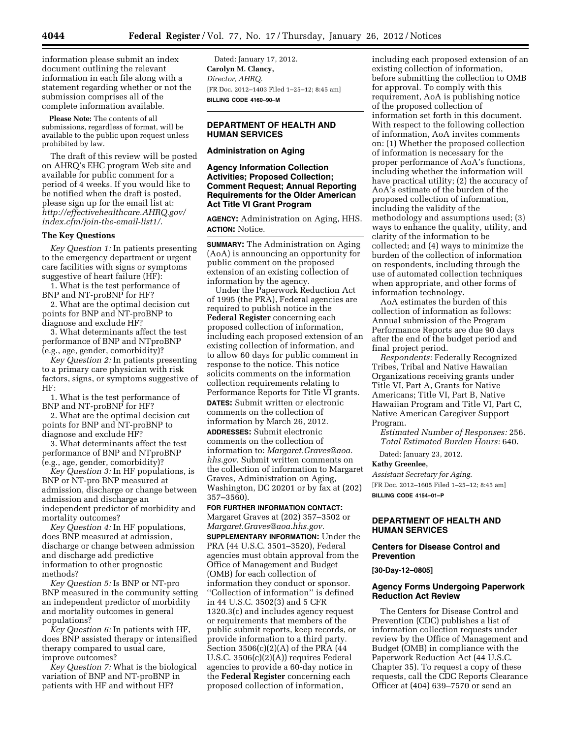information please submit an index document outlining the relevant information in each file along with a statement regarding whether or not the submission comprises all of the complete information available.

**Please Note:** The contents of all submissions, regardless of format, will be available to the public upon request unless prohibited by law.

The draft of this review will be posted on AHRQ's EHC program Web site and available for public comment for a period of 4 weeks. If you would like to be notified when the draft is posted, please sign up for the email list at: *http://effectivehealthcare.AHRQ.gov/index.cfm/join-the-email-list1/.*

### The Key Questions

*Key Question 1:* In patients presenting to the emergency department or urgent care facilities with signs or symptoms suggestive of heart failure (HF):

1. What is the test performance of BNP and NT-proBNP for HF?
2. What are the optimal decision cut points for BNP and NT-proBNP to diagnose and exclude HF?
3. What determinants affect the test performance of BNP and NTproBNP (e.g., age, gender, comorbidity)?

*Key Question 2:* In patients presenting to a primary care physician with risk factors, signs, or symptoms suggestive of HF:

1. What is the test performance of BNP and NT-proBNP for HF?
2. What are the optimal decision cut points for BNP and NT-proBNP to diagnose and exclude HF?
3. What determinants affect the test performance of BNP and NTproBNP (e.g., age, gender, comorbidity)?

*Key Question 3:* In HF populations, is BNP or NT-pro BNP measured at admission, discharge or change between admission and discharge an independent predictor of morbidity and mortality outcomes?

*Key Question 4:* In HF populations, does BNP measured at admission, discharge or change between admission and discharge add predictive information to other prognostic methods?

*Key Question 5:* Is BNP or NT-pro BNP measured in the community setting an independent predictor of morbidity and mortality outcomes in general populations?

*Key Question 6:* In patients with HF, does BNP assisted therapy or intensified therapy compared to usual care, improve outcomes?

*Key Question 7:* What is the biological variation of BNP and NT-proBNP in patients with HF and without HF?

Dated: January 17, 2012.

**Carolyn M. Clancy,**

*Director, AHRQ.*

[FR Doc. 2012–1403 Filed 1–25–12; 8:45 am]

**BILLING CODE 4160–90–M**

## DEPARTMENT OF HEALTH AND HUMAN SERVICES

### Administration on Aging

### Agency Information Collection Activities; Proposed Collection; Comment Request; Annual Reporting Requirements for the Older American Act Title VI Grant Program

**AGENCY:** Administration on Aging, HHS.

**ACTION:** Notice.

**SUMMARY:** The Administration on Aging (AoA) is announcing an opportunity for public comment on the proposed extension of an existing collection of information by the agency.

Under the Paperwork Reduction Act of 1995 (the PRA), Federal agencies are required to publish notice in the **Federal Register** concerning each proposed collection of information, including each proposed extension of an existing collection of information, and to allow 60 days for public comment in response to the notice. This notice solicits comments on the information collection requirements relating to Performance Reports for Title VI grants.

**DATES:** Submit written or electronic comments on the collection of information by March 26, 2012.

**ADDRESSES:** Submit electronic comments on the collection of information to: *Margaret.Graves@aoa.hhs.gov.* Submit written comments on the collection of information to Margaret Graves, Administration on Aging, Washington, DC 20201 or by fax at (202) 357–3560).

**FOR FURTHER INFORMATION CONTACT:** Margaret Graves at (202) 357–3502 or *Margaret.Graves@aoa.hhs.gov.*

**SUPPLEMENTARY INFORMATION:** Under the PRA (44 U.S.C. 3501–3520), Federal agencies must obtain approval from the Office of Management and Budget (OMB) for each collection of information they conduct or sponsor. ''Collection of information'' is defined in 44 U.S.C. 3502(3) and 5 CFR 1320.3(c) and includes agency request or requirements that members of the public submit reports, keep records, or provide information to a third party. Section 3506(c)(2)(A) of the PRA (44 U.S.C. 3506(c)(2)(A)) requires Federal agencies to provide a 60-day notice in the **Federal Register** concerning each proposed collection of information, including each proposed extension of an existing collection of information, before submitting the collection to OMB for approval. To comply with this requirement, AoA is publishing notice of the proposed collection of information set forth in this document. With respect to the following collection of information, AoA invites comments on: (1) Whether the proposed collection of information is necessary for the proper performance of AoA's functions, including whether the information will have practical utility; (2) the accuracy of AoA's estimate of the burden of the proposed collection of information, including the validity of the methodology and assumptions used; (3) ways to enhance the quality, utility, and clarity of the information to be collected; and (4) ways to minimize the burden of the collection of information on respondents, including through the use of automated collection techniques when appropriate, and other forms of information technology.

AoA estimates the burden of this collection of information as follows: Annual submission of the Program Performance Reports are due 90 days after the end of the budget period and final project period.

*Respondents:* Federally Recognized Tribes, Tribal and Native Hawaiian Organizations receiving grants under Title VI, Part A, Grants for Native Americans; Title VI, Part B, Native Hawaiian Program and Title VI, Part C, Native American Caregiver Support Program.

*Estimated Number of Responses:* 256.

*Total Estimated Burden Hours:* 640.

Dated: January 23, 2012.

**Kathy Greenlee,**

*Assistant Secretary for Aging.*

[FR Doc. 2012–1605 Filed 1–25–12; 8:45 am]

**BILLING CODE 4154–01–P**

## DEPARTMENT OF HEALTH AND HUMAN SERVICES

### Centers for Disease Control and Prevention

**[30-Day-12–0805]**

### Agency Forms Undergoing Paperwork Reduction Act Review

The Centers for Disease Control and Prevention (CDC) publishes a list of information collection requests under review by the Office of Management and Budget (OMB) in compliance with the Paperwork Reduction Act (44 U.S.C. Chapter 35). To request a copy of these requests, call the CDC Reports Clearance Officer at (404) 639–7570 or send an